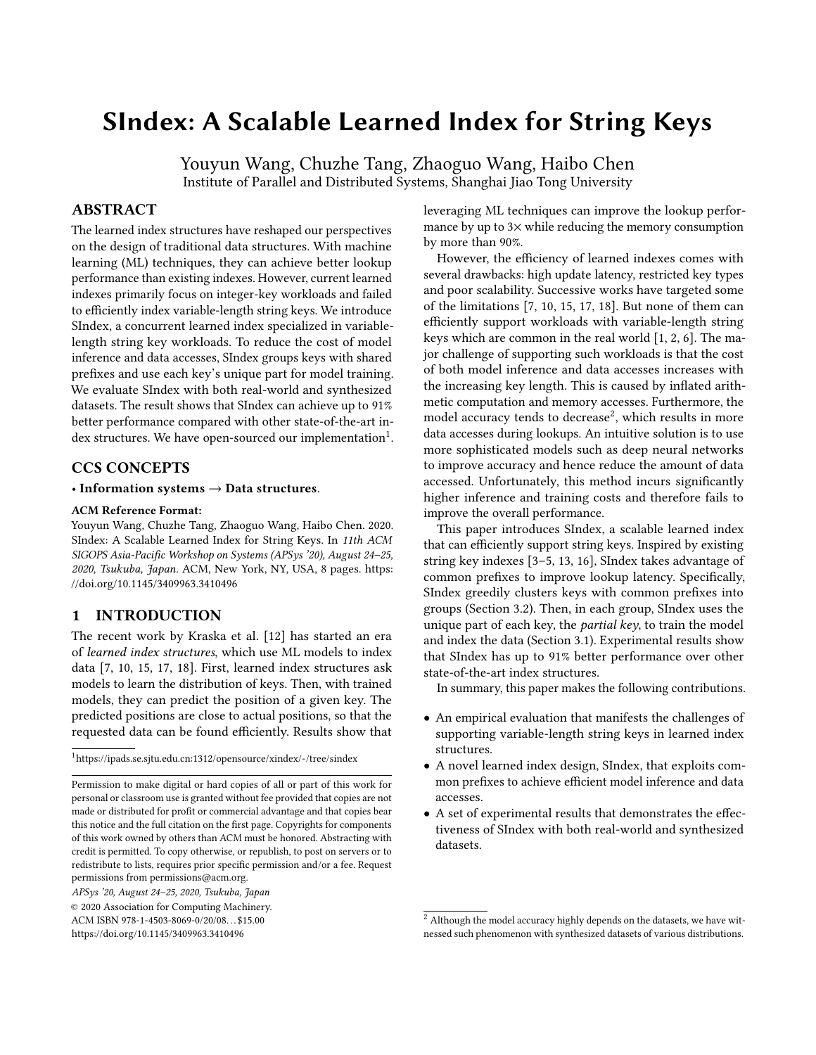# SIndex: A Scalable Learned Index for String Keys

Youyun Wang, Chuzhe Tang, Zhaoguo Wang, Haibo Chen
Institute of Parallel and Distributed Systems, Shanghai Jiao Tong University

## ABSTRACT

The learned index structures have reshaped our perspectives on the design of traditional data structures. With machine learning (ML) techniques, they can achieve better lookup performance than existing indexes. However, current learned indexes primarily focus on integer-key workloads and failed to efficiently index variable-length string keys. We introduce SIndex, a concurrent learned index specialized in variable-length string key workloads. To reduce the cost of model inference and data accesses, SIndex groups keys with shared prefixes and use each key's unique part for model training. We evaluate SIndex with both real-world and synthesized datasets. The result shows that SIndex can achieve up to 91% better performance compared with other state-of-the-art index structures. We have open-sourced our implementation[1].

## CCS CONCEPTS

**• Information systems → Data structures.**

**ACM Reference Format:**
Youyun Wang, Chuzhe Tang, Zhaoguo Wang, Haibo Chen. 2020. SIndex: A Scalable Learned Index for String Keys. In *11th ACM SIGOPS Asia-Pacific Workshop on Systems (APSys '20), August 24–25, 2020, Tsukuba, Japan.* ACM, New York, NY, USA, 8 pages. https://doi.org/10.1145/3409963.3410496

## 1 INTRODUCTION

The recent work by Kraska et al. [12] has started an era of *learned index structures*, which use ML models to index data [7, 10, 15, 17, 18]. First, learned index structures ask models to learn the distribution of keys. Then, with trained models, they can predict the position of a given key. The predicted positions are close to actual positions, so that the requested data can be found efficiently. Results show that leveraging ML techniques can improve the lookup performance by up to 3× while reducing the memory consumption by more than 90%.

However, the efficiency of learned indexes comes with several drawbacks: high update latency, restricted key types and poor scalability. Successive works have targeted some of the limitations [7, 10, 15, 17, 18]. But none of them can efficiently support workloads with variable-length string keys which are common in the real world [1, 2, 6]. The major challenge of supporting such workloads is that the cost of both model inference and data accesses increases with the increasing key length. This is caused by inflated arithmetic computation and memory accesses. Furthermore, the model accuracy tends to decrease[2], which results in more data accesses during lookups. An intuitive solution is to use more sophisticated models such as deep neural networks to improve accuracy and hence reduce the amount of data accessed. Unfortunately, this method incurs significantly higher inference and training costs and therefore fails to improve the overall performance.

This paper introduces SIndex, a scalable learned index that can efficiently support string keys. Inspired by existing string key indexes [3–5, 13, 16], SIndex takes advantage of common prefixes to improve lookup latency. Specifically, SIndex greedily clusters keys with common prefixes into groups (Section 3.2). Then, in each group, SIndex uses the unique part of each key, the *partial key*, to train the model and index the data (Section 3.1). Experimental results show that SIndex has up to 91% better performance over other state-of-the-art index structures.

In summary, this paper makes the following contributions.

- An empirical evaluation that manifests the challenges of supporting variable-length string keys in learned index structures.
- A novel learned index design, SIndex, that exploits common prefixes to achieve efficient model inference and data accesses.
- A set of experimental results that demonstrates the effectiveness of SIndex with both real-world and synthesized datasets.

[1] https://ipads.se.sjtu.edu.cn:1312/opensource/xindex/-/tree/sindex

[2] Although the model accuracy highly depends on the datasets, we have witnessed such phenomenon with synthesized datasets of various distributions.

Permission to make digital or hard copies of all or part of this work for personal or classroom use is granted without fee provided that copies are not made or distributed for profit or commercial advantage and that copies bear this notice and the full citation on the first page. Copyrights for components of this work owned by others than ACM must be honored. Abstracting with credit is permitted. To copy otherwise, or republish, to post on servers or to redistribute to lists, requires prior specific permission and/or a fee. Request permissions from permissions@acm.org.

*APSys '20, August 24–25, 2020, Tsukuba, Japan*
© 2020 Association for Computing Machinery.
ACM ISBN 978-1-4503-8069-0/20/08…$15.00
https://doi.org/10.1145/3409963.3410496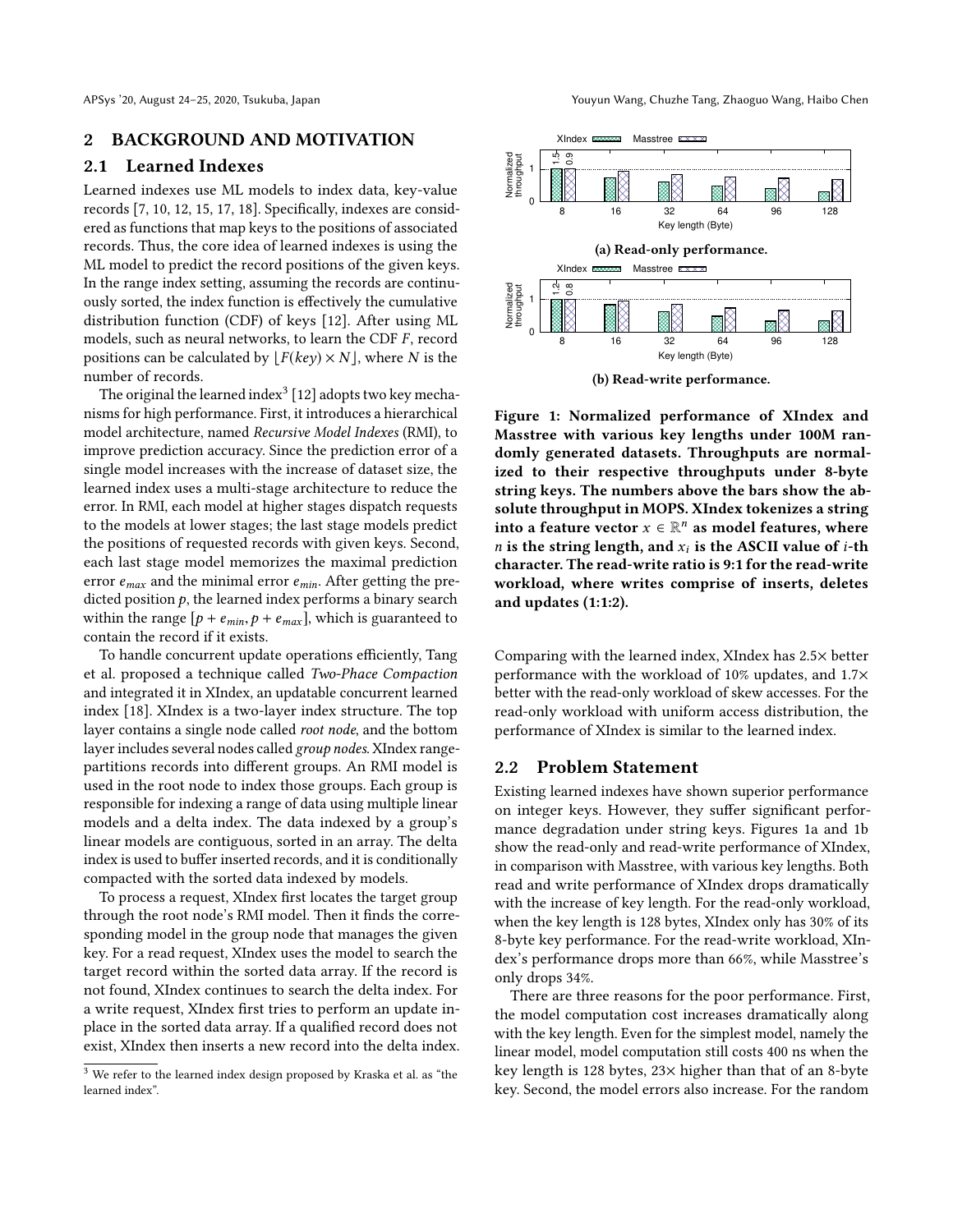## 2 BACKGROUND AND MOTIVATION

### 2.1 Learned Indexes

Learned indexes use ML models to index data, key-value records [7, 10, 12, 15, 17, 18]. Specifically, indexes are considered as functions that map keys to the positions of associated records. Thus, the core idea of learned indexes is using the ML model to predict the record positions of the given keys. In the range index setting, assuming the records are continuously sorted, the index function is effectively the cumulative distribution function (CDF) of keys [12]. After using ML models, such as neural networks, to learn the CDF $F$, record positions can be calculated by $\lfloor F(key) \times N \rfloor$, where $N$ is the number of records.

The original the learned index[3] [12] adopts two key mechanisms for high performance. First, it introduces a hierarchical model architecture, named *Recursive Model Indexes* (RMI), to improve prediction accuracy. Since the prediction error of a single model increases with the increase of dataset size, the learned index uses a multi-stage architecture to reduce the error. In RMI, each model at higher stages dispatch requests to the models at lower stages; the last stage models predict the positions of requested records with given keys. Second, each last stage model memorizes the maximal prediction error $e_{max}$ and the minimal error $e_{min}$. After getting the predicted position $p$, the learned index performs a binary search within the range $[p + e_{min}, p + e_{max}]$, which is guaranteed to contain the record if it exists.

To handle concurrent update operations efficiently, Tang et al. proposed a technique called *Two-Phace Compaction* and integrated it in XIndex, an updatable concurrent learned index [18]. XIndex is a two-layer index structure. The top layer contains a single node called *root node*, and the bottom layer includes several nodes called *group nodes*. XIndex range-partitions records into different groups. An RMI model is used in the root node to index those groups. Each group is responsible for indexing a range of data using multiple linear models and a delta index. The data indexed by a group's linear models are contiguous, sorted in an array. The delta index is used to buffer inserted records, and it is conditionally compacted with the sorted data indexed by models.

To process a request, XIndex first locates the target group through the root node's RMI model. Then it finds the corresponding model in the group node that manages the given key. For a read request, XIndex uses the model to search the target record within the sorted data array. If the record is not found, XIndex continues to search the delta index. For a write request, XIndex first tries to perform an update in-place in the sorted data array. If a qualified record does not exist, XIndex then inserts a new record into the delta index.

[3] We refer to the learned index design proposed by Kraska et al. as "the learned index".

(a) Read-only performance.

(b) Read-write performance.

**Figure 1: Normalized performance of XIndex and Masstree with various key lengths under 100M randomly generated datasets. Throughputs are normalized to their respective throughputs under 8-byte string keys. The numbers above the bars show the absolute throughput in MOPS. XIndex tokenizes a string into a feature vector $x \in \mathbb{R}^n$ as model features, where $n$ is the string length, and $x_i$ is the ASCII value of $i$-th character. The read-write ratio is 9:1 for the read-write workload, where writes comprise of inserts, deletes and updates (1:1:2).**

Comparing with the learned index, XIndex has 2.5× better performance with the workload of 10% updates, and 1.7× better with the read-only workload of skew accesses. For the read-only workload with uniform access distribution, the performance of XIndex is similar to the learned index.

### 2.2 Problem Statement

Existing learned indexes have shown superior performance on integer keys. However, they suffer significant performance degradation under string keys. Figures 1a and 1b show the read-only and read-write performance of XIndex, in comparison with Masstree, with various key lengths. Both read and write performance of XIndex drops dramatically with the increase of key length. For the read-only workload, when the key length is 128 bytes, XIndex only has 30% of its 8-byte key performance. For the read-write workload, XIndex's performance drops more than 66%, while Masstree's only drops 34%.

There are three reasons for the poor performance. First, the model computation cost increases dramatically along with the key length. Even for the simplest model, namely the linear model, model computation still costs 400 ns when the key length is 128 bytes, 23× higher than that of an 8-byte key. Second, the model errors also increase. For the random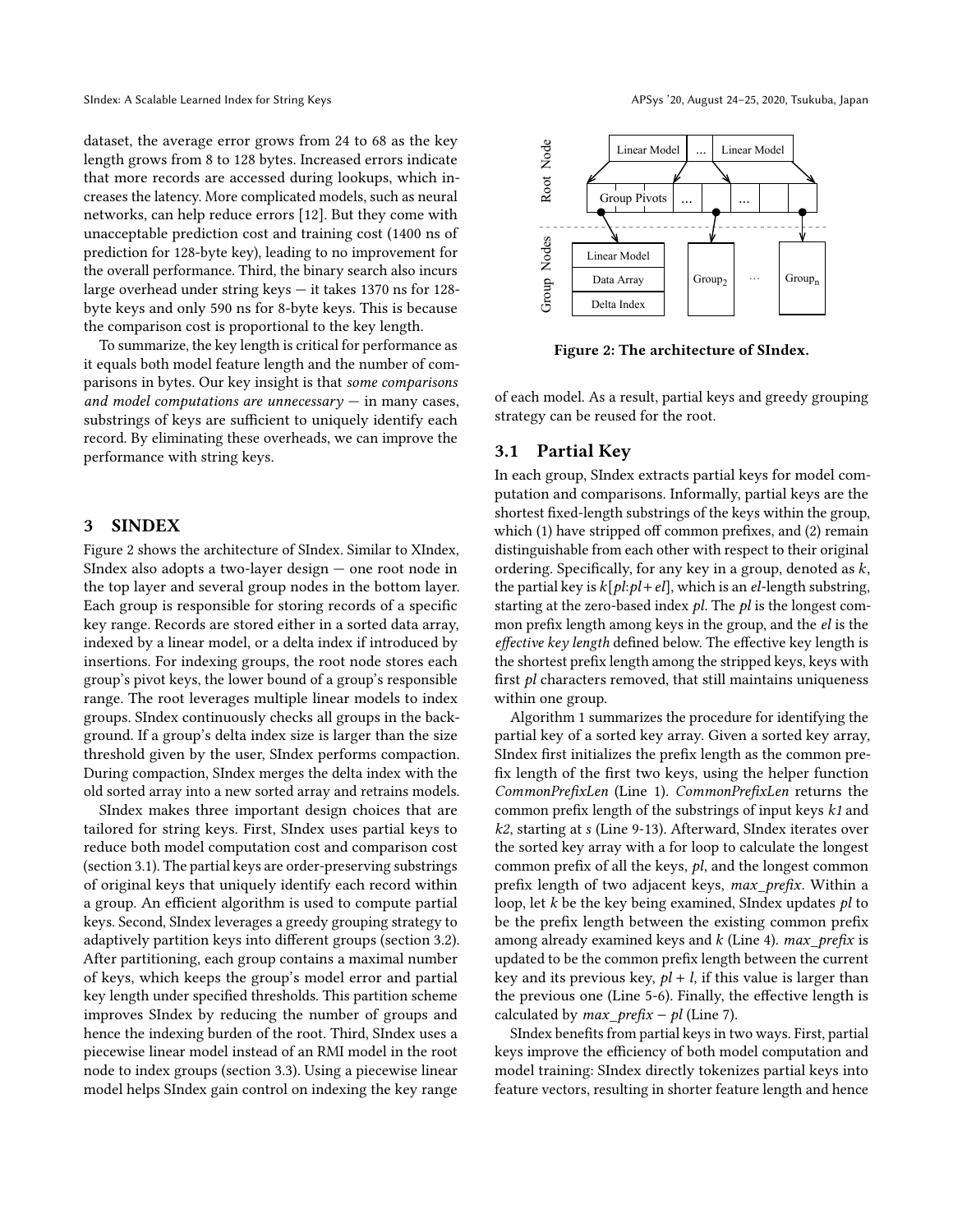dataset, the average error grows from 24 to 68 as the key length grows from 8 to 128 bytes. Increased errors indicate that more records are accessed during lookups, which increases the latency. More complicated models, such as neural networks, can help reduce errors [12]. But they come with unacceptable prediction cost and training cost (1400 ns of prediction for 128-byte key), leading to no improvement for the overall performance. Third, the binary search also incurs large overhead under string keys — it takes 1370 ns for 128-byte keys and only 590 ns for 8-byte keys. This is because the comparison cost is proportional to the key length.

To summarize, the key length is critical for performance as it equals both model feature length and the number of comparisons in bytes. Our key insight is that *some comparisons and model computations are unnecessary* — in many cases, substrings of keys are sufficient to uniquely identify each record. By eliminating these overheads, we can improve the performance with string keys.

## 3 SINDEX

Figure 2 shows the architecture of SIndex. Similar to XIndex, SIndex also adopts a two-layer design — one root node in the top layer and several group nodes in the bottom layer. Each group is responsible for storing records of a specific key range. Records are stored either in a sorted data array, indexed by a linear model, or a delta index if introduced by insertions. For indexing groups, the root node stores each group's pivot keys, the lower bound of a group's responsible range. The root leverages multiple linear models to index groups. SIndex continuously checks all groups in the background. If a group's delta index size is larger than the size threshold given by the user, SIndex performs compaction. During compaction, SIndex merges the delta index with the old sorted array into a new sorted array and retrains models.

SIndex makes three important design choices that are tailored for string keys. First, SIndex uses partial keys to reduce both model computation cost and comparison cost (section 3.1). The partial keys are order-preserving substrings of original keys that uniquely identify each record within a group. An efficient algorithm is used to compute partial keys. Second, SIndex leverages a greedy grouping strategy to adaptively partition keys into different groups (section 3.2). After partitioning, each group contains a maximal number of keys, which keeps the group's model error and partial key length under specified thresholds. This partition scheme improves SIndex by reducing the number of groups and hence the indexing burden of the root. Third, SIndex uses a piecewise linear model instead of an RMI model in the root node to index groups (section 3.3). Using a piecewise linear model helps SIndex gain control on indexing the key range of each model. As a result, partial keys and greedy grouping strategy can be reused for the root.

**Figure 2: The architecture of SIndex.**

### 3.1 Partial Key

In each group, SIndex extracts partial keys for model computation and comparisons. Informally, partial keys are the shortest fixed-length substrings of the keys within the group, which (1) have stripped off common prefixes, and (2) remain distinguishable from each other with respect to their original ordering. Specifically, for any key in a group, denoted as $k$, the partial key is $k[pl{:}pl+el]$, which is an $el$-length substring, starting at the zero-based index $pl$. The $pl$ is the longest common prefix length among keys in the group, and the $el$ is the *effective key length* defined below. The effective key length is the shortest prefix length among the stripped keys, keys with first $pl$ characters removed, that still maintains uniqueness within one group.

Algorithm 1 summarizes the procedure for identifying the partial key of a sorted key array. Given a sorted key array, SIndex first initializes the prefix length as the common prefix length of the first two keys, using the helper function *CommonPrefixLen* (Line 1). *CommonPrefixLen* returns the common prefix length of the substrings of input keys $k1$ and $k2$, starting at $s$ (Line 9-13). Afterward, SIndex iterates over the sorted key array with a for loop to calculate the longest common prefix of all the keys, $pl$, and the longest common prefix length of two adjacent keys, $max\_prefix$. Within a loop, let $k$ be the key being examined, SIndex updates $pl$ to be the prefix length between the existing common prefix among already examined keys and $k$ (Line 4). $max\_prefix$ is updated to be the common prefix length between the current key and its previous key, $pl + l$, if this value is larger than the previous one (Line 5-6). Finally, the effective length is calculated by $max\_prefix - pl$ (Line 7).

SIndex benefits from partial keys in two ways. First, partial keys improve the efficiency of both model computation and model training: SIndex directly tokenizes partial keys into feature vectors, resulting in shorter feature length and hence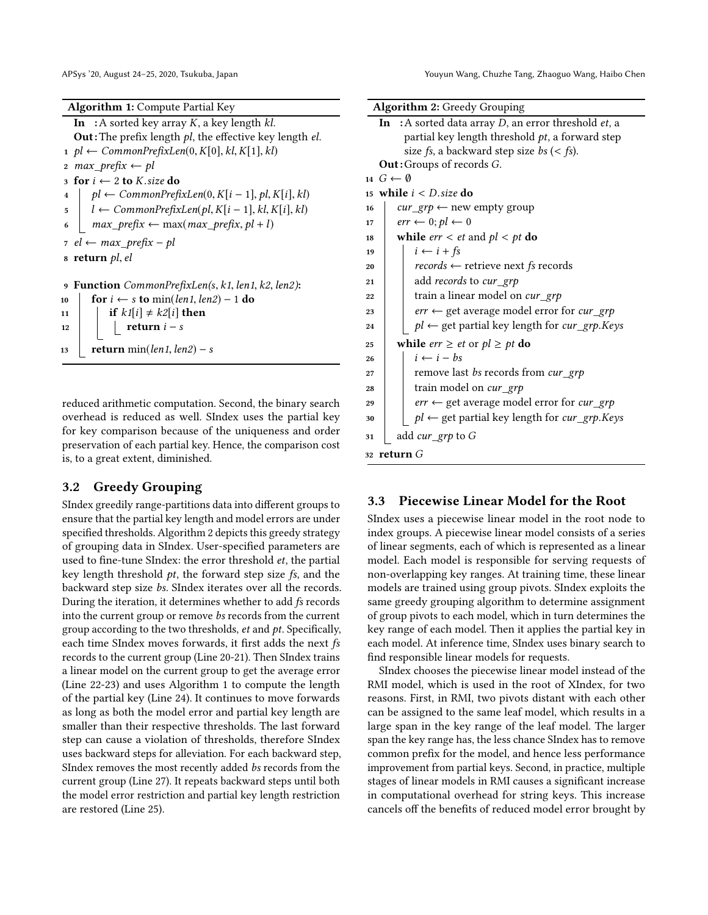**Algorithm 1:** Compute Partial Key

```
   In  : A sorted key array K, a key length kl.
   Out : The prefix length pl, the effective key length el.
 1 pl ← CommonPrefixLen(0, K[0], kl, K[1], kl)
 2 max_prefix ← pl
 3 for i ← 2 to K.size do
 4     pl ← CommonPrefixLen(0, K[i − 1], pl, K[i], kl)
 5     l ← CommonPrefixLen(pl, K[i − 1], kl, K[i], kl)
 6     max_prefix ← max(max_prefix, pl + l)
 7 el ← max_prefix − pl
 8 return pl, el

 9 Function CommonPrefixLen(s, k1, len1, k2, len2):
10     for i ← s to min(len1, len2) − 1 do
11         if k1[i] ≠ k2[i] then
12             return i − s
13     return min(len1, len2) − s
```

reduced arithmetic computation. Second, the binary search overhead is reduced as well. SIndex uses the partial key for key comparison because of the uniqueness and order preservation of each partial key. Hence, the comparison cost is, to a great extent, diminished.

## 3.2 Greedy Grouping

SIndex greedily range-partitions data into different groups to ensure that the partial key length and model errors are under specified thresholds. Algorithm 2 depicts this greedy strategy of grouping data in SIndex. User-specified parameters are used to fine-tune SIndex: the error threshold *et*, the partial key length threshold *pt*, the forward step size *fs*, and the backward step size *bs*. SIndex iterates over all the records. During the iteration, it determines whether to add *fs* records into the current group or remove *bs* records from the current group according to the two thresholds, *et* and *pt*. Specifically, each time SIndex moves forwards, it first adds the next *fs* records to the current group (Line 20-21). Then SIndex trains a linear model on the current group to get the average error (Line 22-23) and uses Algorithm 1 to compute the length of the partial key (Line 24). It continues to move forwards as long as both the model error and partial key length are smaller than their respective thresholds. The last forward step can cause a violation of thresholds, therefore SIndex uses backward steps for alleviation. For each backward step, SIndex removes the most recently added *bs* records from the current group (Line 27). It repeats backward steps until both the model error restriction and partial key length restriction are restored (Line 25).

**Algorithm 2:** Greedy Grouping

```
   In  : A sorted data array D, an error threshold et, a
         partial key length threshold pt, a forward step
         size fs, a backward step size bs (< fs).
   Out : Groups of records G.
14 G ← ∅
15 while i < D.size do
16     cur_grp ← new empty group
17     err ← 0; pl ← 0
18     while err < et and pl < pt do
19         i ← i + fs
20         records ← retrieve next fs records
21         add records to cur_grp
22         train a linear model on cur_grp
23         err ← get average model error for cur_grp
24         pl ← get partial key length for cur_grp.Keys
25     while err ≥ et or pl ≥ pt do
26         i ← i − bs
27         remove last bs records from cur_grp
28         train model on cur_grp
29         err ← get average model error for cur_grp
30         pl ← get partial key length for cur_grp.Keys
31     add cur_grp to G
32 return G
```

## 3.3 Piecewise Linear Model for the Root

SIndex uses a piecewise linear model in the root node to index groups. A piecewise linear model consists of a series of linear segments, each of which is represented as a linear model. Each model is responsible for serving requests of non-overlapping key ranges. At training time, these linear models are trained using group pivots. SIndex exploits the same greedy grouping algorithm to determine assignment of group pivots to each model, which in turn determines the key range of each model. Then it applies the partial key in each model. At inference time, SIndex uses binary search to find responsible linear models for requests.

SIndex chooses the piecewise linear model instead of the RMI model, which is used in the root of XIndex, for two reasons. First, in RMI, two pivots distant with each other can be assigned to the same leaf model, which results in a large span in the key range of the leaf model. The larger span the key range has, the less chance SIndex has to remove common prefix for the model, and hence less performance improvement from partial keys. Second, in practice, multiple stages of linear models in RMI causes a significant increase in computational overhead for string keys. This increase cancels off the benefits of reduced model error brought by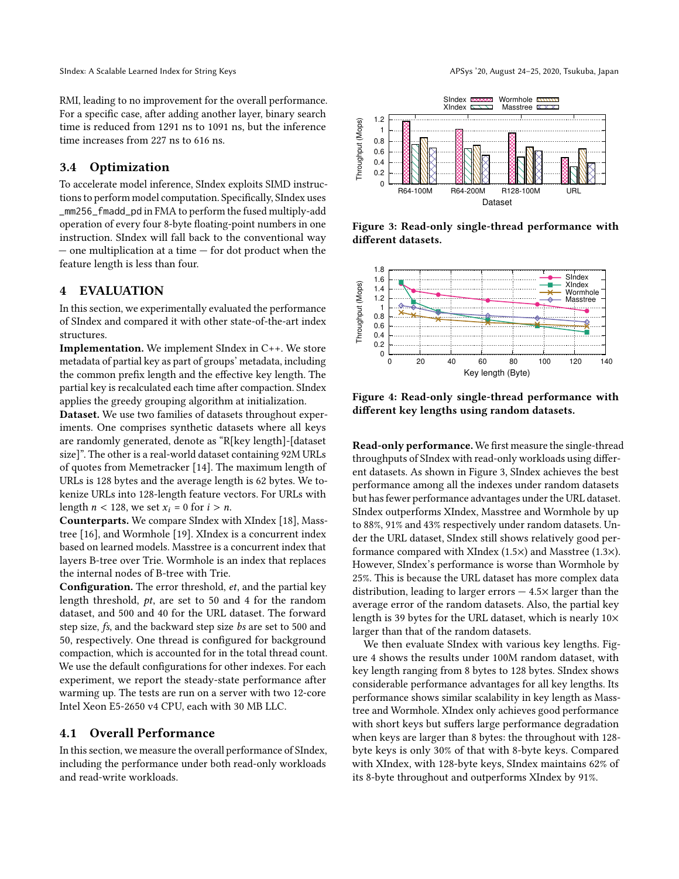RMI, leading to no improvement for the overall performance. For a specific case, after adding another layer, binary search time is reduced from 1291 ns to 1091 ns, but the inference time increases from 227 ns to 616 ns.

### 3.4 Optimization

To accelerate model inference, SIndex exploits SIMD instructions to perform model computation. Specifically, SIndex uses `_mm256_fmadd_pd` in FMA to perform the fused multiply-add operation of every four 8-byte floating-point numbers in one instruction. SIndex will fall back to the conventional way — one multiplication at a time — for dot product when the feature length is less than four.

## 4 EVALUATION

In this section, we experimentally evaluated the performance of SIndex and compared it with other state-of-the-art index structures.

**Implementation.** We implement SIndex in C++. We store metadata of partial key as part of groups' metadata, including the common prefix length and the effective key length. The partial key is recalculated each time after compaction. SIndex applies the greedy grouping algorithm at initialization.

**Dataset.** We use two families of datasets throughout experiments. One comprises synthetic datasets where all keys are randomly generated, denote as "R[key length]-[dataset size]". The other is a real-world dataset containing 92M URLs of quotes from Memetracker [14]. The maximum length of URLs is 128 bytes and the average length is 62 bytes. We tokenize URLs into 128-length feature vectors. For URLs with length $n < 128$, we set $x_i = 0$ for $i > n$.

**Counterparts.** We compare SIndex with XIndex [18], Masstree [16], and Wormhole [19]. XIndex is a concurrent index based on learned models. Masstree is a concurrent index that layers B-tree over Trie. Wormhole is an index that replaces the internal nodes of B-tree with Trie.

**Configuration.** The error threshold, *et*, and the partial key length threshold, *pt*, are set to 50 and 4 for the random dataset, and 500 and 40 for the URL dataset. The forward step size, *fs*, and the backward step size *bs* are set to 500 and 50, respectively. One thread is configured for background compaction, which is accounted for in the total thread count. We use the default configurations for other indexes. For each experiment, we report the steady-state performance after warming up. The tests are run on a server with two 12-core Intel Xeon E5-2650 v4 CPU, each with 30 MB LLC.

### 4.1 Overall Performance

In this section, we measure the overall performance of SIndex, including the performance under both read-only workloads and read-write workloads.

**Figure 3: Read-only single-thread performance with different datasets.**

**Figure 4: Read-only single-thread performance with different key lengths using random datasets.**

**Read-only performance.** We first measure the single-thread throughputs of SIndex with read-only workloads using different datasets. As shown in Figure 3, SIndex achieves the best performance among all the indexes under random datasets but has fewer performance advantages under the URL dataset. SIndex outperforms XIndex, Masstree and Wormhole by up to 88%, 91% and 43% respectively under random datasets. Under the URL dataset, SIndex still shows relatively good performance compared with XIndex (1.5×) and Masstree (1.3×). However, SIndex's performance is worse than Wormhole by 25%. This is because the URL dataset has more complex data distribution, leading to larger errors — 4.5× larger than the average error of the random datasets. Also, the partial key length is 39 bytes for the URL dataset, which is nearly 10× larger than that of the random datasets.

We then evaluate SIndex with various key lengths. Figure 4 shows the results under 100M random dataset, with key length ranging from 8 bytes to 128 bytes. SIndex shows considerable performance advantages for all key lengths. Its performance shows similar scalability in key length as Masstree and Wormhole. XIndex only achieves good performance with short keys but suffers large performance degradation when keys are larger than 8 bytes: the throughout with 128-byte keys is only 30% of that with 8-byte keys. Compared with XIndex, with 128-byte keys, SIndex maintains 62% of its 8-byte throughout and outperforms XIndex by 91%.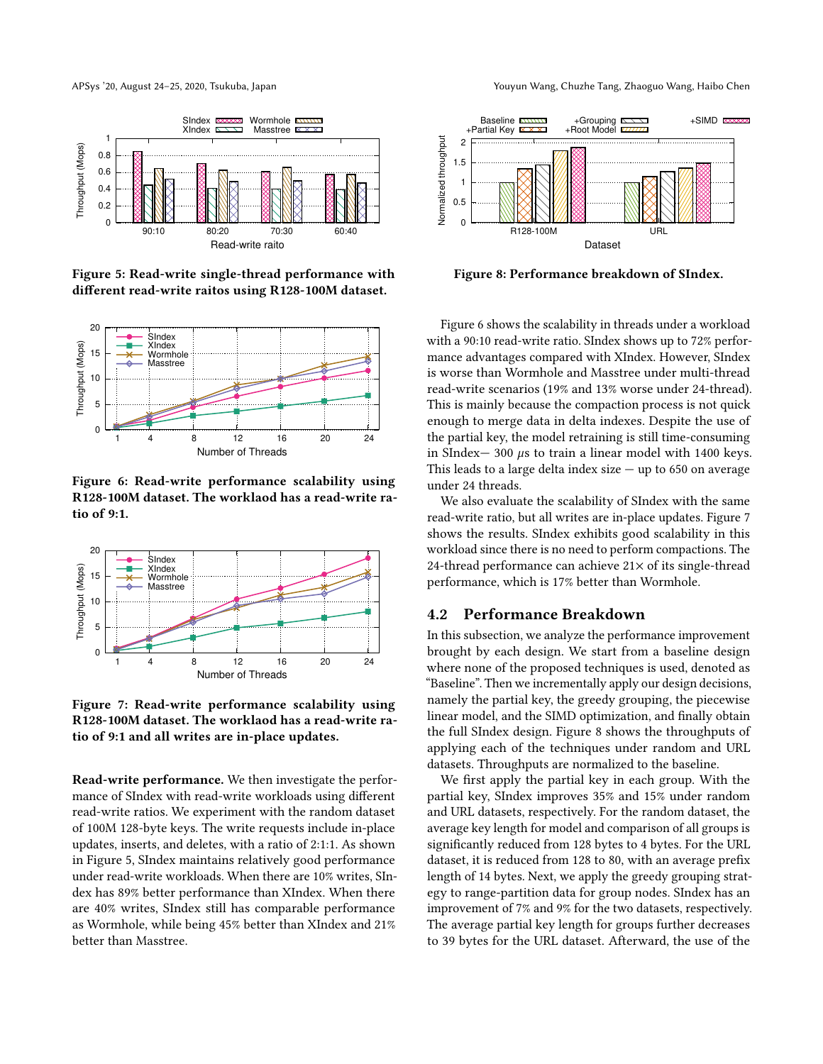Figure 5: Read-write single-thread performance with different read-write raitos using R128-100M dataset.

Figure 6: Read-write performance scalability using R128-100M dataset. The workaod has a read-write ratio of 9:1.

Figure 7: Read-write performance scalability using R128-100M dataset. The workload has a read-write ratio of 9:1 and all writes are in-place updates.

**Read-write performance.** We then investigate the performance of SIndex with read-write workloads using different read-write ratios. We experiment with the random dataset of 100M 128-byte keys. The write requests include in-place updates, inserts, and deletes, with a ratio of 2:1:1. As shown in Figure 5, SIndex maintains relatively good performance under read-write workloads. When there are 10% writes, SIndex has 89% better performance than XIndex. When there are 40% writes, SIndex still has comparable performance as Wormhole, while being 45% better than XIndex and 21% better than Masstree.

Figure 8: Performance breakdown of SIndex.

Figure 6 shows the scalability in threads under a workload with a 90:10 read-write ratio. SIndex shows up to 72% performance advantages compared with XIndex. However, SIndex is worse than Wormhole and Masstree under multi-thread read-write scenarios (19% and 13% worse under 24-thread). This is mainly because the compaction process is not quick enough to merge data in delta indexes. Despite the use of the partial key, the model retraining is still time-consuming in SIndex— 300 $\mu s$ to train a linear model with 1400 keys. This leads to a large delta index size — up to 650 on average under 24 threads.

We also evaluate the scalability of SIndex with the same read-write ratio, but all writes are in-place updates. Figure 7 shows the results. SIndex exhibits good scalability in this workload since there is no need to perform compactions. The 24-thread performance can achieve 21× of its single-thread performance, which is 17% better than Wormhole.

## 4.2 Performance Breakdown

In this subsection, we analyze the performance improvement brought by each design. We start from a baseline design where none of the proposed techniques is used, denoted as "Baseline". Then we incrementally apply our design decisions, namely the partial key, the greedy grouping, the piecewise linear model, and the SIMD optimization, and finally obtain the full SIndex design. Figure 8 shows the throughputs of applying each of the techniques under random and URL datasets. Throughputs are normalized to the baseline.

We first apply the partial key in each group. With the partial key, SIndex improves 35% and 15% under random and URL datasets, respectively. For the random dataset, the average key length for model and comparison of all groups is significantly reduced from 128 bytes to 4 bytes. For the URL dataset, it is reduced from 128 to 80, with an average prefix length of 14 bytes. Next, we apply the greedy grouping strategy to range-partition data for group nodes. SIndex has an improvement of 7% and 9% for the two datasets, respectively. The average partial key length for groups further decreases to 39 bytes for the URL dataset. Afterward, the use of the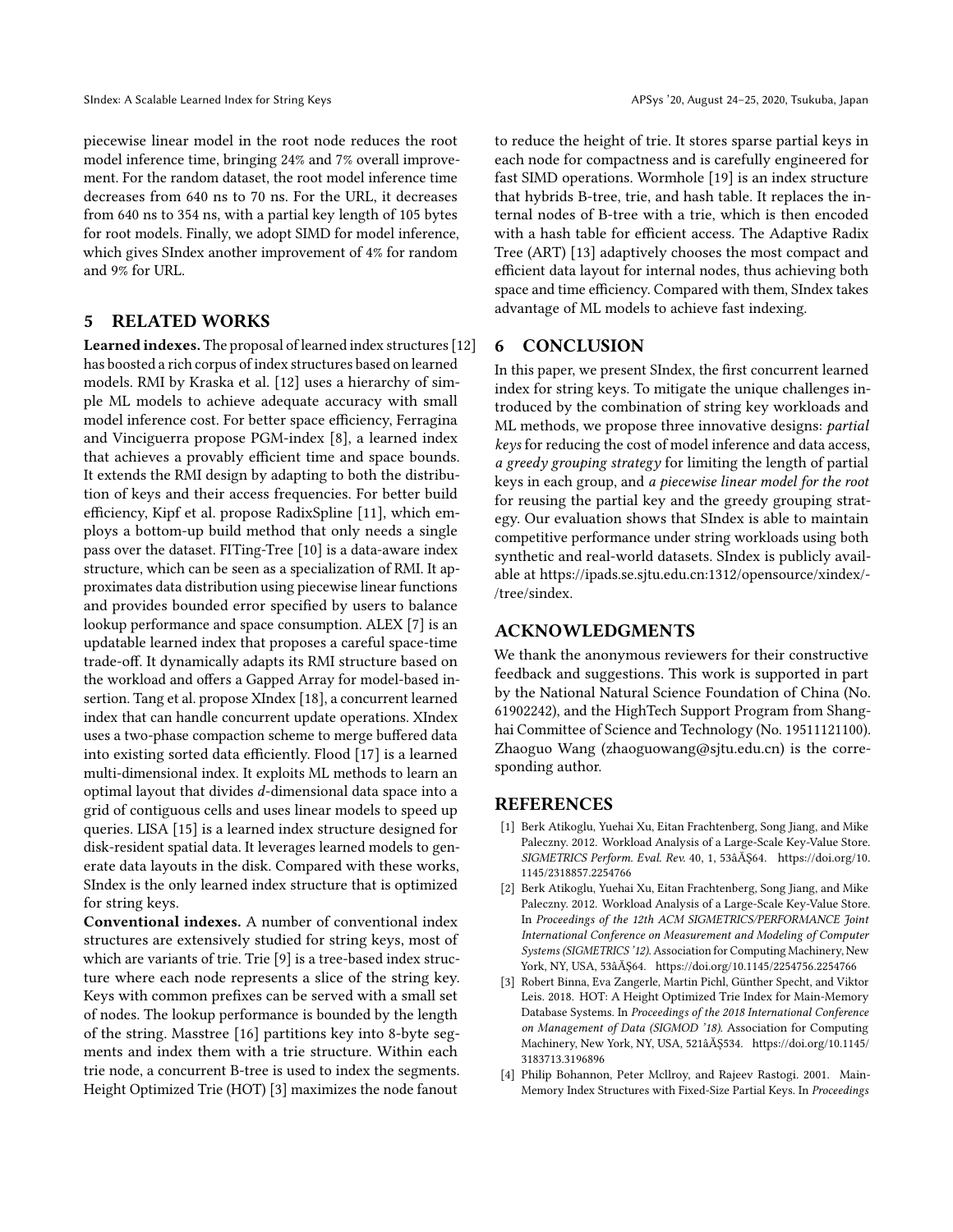piecewise linear model in the root node reduces the root model inference time, bringing 24% and 7% overall improvement. For the random dataset, the root model inference time decreases from 640 ns to 70 ns. For the URL, it decreases from 640 ns to 354 ns, with a partial key length of 105 bytes for root models. Finally, we adopt SIMD for model inference, which gives SIndex another improvement of 4% for random and 9% for URL.

## 5 RELATED WORKS

**Learned indexes.** The proposal of learned index structures [12] has boosted a rich corpus of index structures based on learned models. RMI by Kraska et al. [12] uses a hierarchy of simple ML models to achieve adequate accuracy with small model inference cost. For better space efficiency, Ferragina and Vinciguerra propose PGM-index [8], a learned index that achieves a provably efficient time and space bounds. It extends the RMI design by adapting to both the distribution of keys and their access frequencies. For better build efficiency, Kipf et al. propose RadixSpline [11], which employs a bottom-up build method that only needs a single pass over the dataset. FITing-Tree [10] is a data-aware index structure, which can be seen as a specialization of RMI. It approximates data distribution using piecewise linear functions and provides bounded error specified by users to balance lookup performance and space consumption. ALEX [7] is an updatable learned index that proposes a careful space-time trade-off. It dynamically adapts its RMI structure based on the workload and offers a Gapped Array for model-based insertion. Tang et al. propose XIndex [18], a concurrent learned index that can handle concurrent update operations. XIndex uses a two-phase compaction scheme to merge buffered data into existing sorted data efficiently. Flood [17] is a learned multi-dimensional index. It exploits ML methods to learn an optimal layout that divides $d$-dimensional data space into a grid of contiguous cells and uses linear models to speed up queries. LISA [15] is a learned index structure designed for disk-resident spatial data. It leverages learned models to generate data layouts in the disk. Compared with these works, SIndex is the only learned index structure that is optimized for string keys.

**Conventional indexes.** A number of conventional index structures are extensively studied for string keys, most of which are variants of trie. Trie [9] is a tree-based index structure where each node represents a slice of the string key. Keys with common prefixes can be served with a small set of nodes. The lookup performance is bounded by the length of the string. Masstree [16] partitions key into 8-byte segments and index them with a trie structure. Within each trie node, a concurrent B-tree is used to index the segments. Height Optimized Trie (HOT) [3] maximizes the node fanout to reduce the height of trie. It stores sparse partial keys in each node for compactness and is carefully engineered for fast SIMD operations. Wormhole [19] is an index structure that hybrids B-tree, trie, and hash table. It replaces the internal nodes of B-tree with a trie, which is then encoded with a hash table for efficient access. The Adaptive Radix Tree (ART) [13] adaptively chooses the most compact and efficient data layout for internal nodes, thus achieving both space and time efficiency. Compared with them, SIndex takes advantage of ML models to achieve fast indexing.

## 6 CONCLUSION

In this paper, we present SIndex, the first concurrent learned index for string keys. To mitigate the unique challenges introduced by the combination of string key workloads and ML methods, we propose three innovative designs: *partial keys* for reducing the cost of model inference and data access, *a greedy grouping strategy* for limiting the length of partial keys in each group, and *a piecewise linear model for the root* for reusing the partial key and the greedy grouping strategy. Our evaluation shows that SIndex is able to maintain competitive performance under string workloads using both synthetic and real-world datasets. SIndex is publicly available at https://ipads.se.sjtu.edu.cn:1312/opensource/xindex/-/tree/sindex.

## ACKNOWLEDGMENTS

We thank the anonymous reviewers for their constructive feedback and suggestions. This work is supported in part by the National Natural Science Foundation of China (No. 61902242), and the HighTech Support Program from Shanghai Committee of Science and Technology (No. 19511121100). Zhaoguo Wang (zhaoguowang@sjtu.edu.cn) is the corresponding author.

## REFERENCES

[1] Berk Atikoglu, Yuehai Xu, Eitan Frachtenberg, Song Jiang, and Mike Paleczny. 2012. Workload Analysis of a Large-Scale Key-Value Store. *SIGMETRICS Perform. Eval. Rev.* 40, 1, 53âĂŞ64. https://doi.org/10.1145/2318857.2254766

[2] Berk Atikoglu, Yuehai Xu, Eitan Frachtenberg, Song Jiang, and Mike Paleczny. 2012. Workload Analysis of a Large-Scale Key-Value Store. In *Proceedings of the 12th ACM SIGMETRICS/PERFORMANCE Joint International Conference on Measurement and Modeling of Computer Systems (SIGMETRICS '12)*. Association for Computing Machinery, New York, NY, USA, 53âĂŞ64. https://doi.org/10.1145/2254756.2254766

[3] Robert Binna, Eva Zangerle, Martin Pichl, Günther Specht, and Viktor Leis. 2018. HOT: A Height Optimized Trie Index for Main-Memory Database Systems. In *Proceedings of the 2018 International Conference on Management of Data (SIGMOD '18)*. Association for Computing Machinery, New York, NY, USA, 521âĂŞ534. https://doi.org/10.1145/3183713.3196896

[4] Philip Bohannon, Peter McIlroy, and Rajeev Rastogi. 2001. Main-Memory Index Structures with Fixed-Size Partial Keys. In *Proceedings*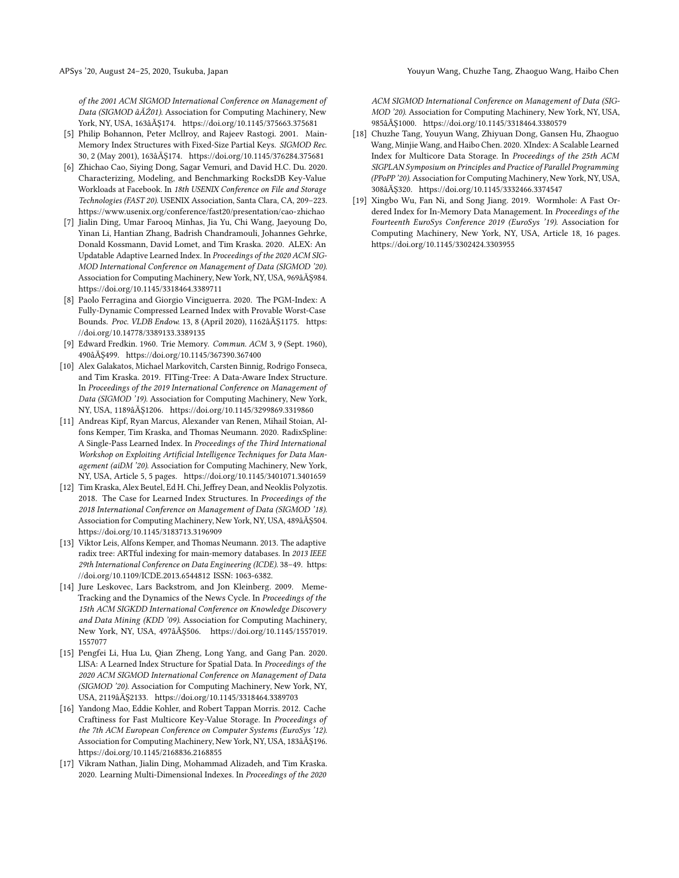of the 2001 ACM SIGMOD International Conference on Management of Data (SIGMOD âĂŽ01)*. Association for Computing Machinery, New York, NY, USA, 163âĂŞ174. https://doi.org/10.1145/375663.375681

[5] Philip Bohannon, Peter Mcllroy, and Rajeev Rastogi. 2001. Main-Memory Index Structures with Fixed-Size Partial Keys. *SIGMOD Rec.* 30, 2 (May 2001), 163âĂŞ174. https://doi.org/10.1145/376284.375681

[6] Zhichao Cao, Siying Dong, Sagar Vemuri, and David H.C. Du. 2020. Characterizing, Modeling, and Benchmarking RocksDB Key-Value Workloads at Facebook. In *18th USENIX Conference on File and Storage Technologies (FAST 20)*. USENIX Association, Santa Clara, CA, 209–223. https://www.usenix.org/conference/fast20/presentation/cao-zhichao

[7] Jialin Ding, Umar Farooq Minhas, Jia Yu, Chi Wang, Jaeyoung Do, Yinan Li, Hantian Zhang, Badrish Chandramouli, Johannes Gehrke, Donald Kossmann, David Lomet, and Tim Kraska. 2020. ALEX: An Updatable Adaptive Learned Index. In *Proceedings of the 2020 ACM SIGMOD International Conference on Management of Data (SIGMOD '20)*. Association for Computing Machinery, New York, NY, USA, 969âĂŞ984. https://doi.org/10.1145/3318464.3389711

[8] Paolo Ferragina and Giorgio Vinciguerra. 2020. The PGM-Index: A Fully-Dynamic Compressed Learned Index with Provable Worst-Case Bounds. *Proc. VLDB Endow.* 13, 8 (April 2020), 1162âĂŞ1175. https://doi.org/10.14778/3389133.3389135

[9] Edward Fredkin. 1960. Trie Memory. *Commun. ACM* 3, 9 (Sept. 1960), 490âĂŞ499. https://doi.org/10.1145/367390.367400

[10] Alex Galakatos, Michael Markovitch, Carsten Binnig, Rodrigo Fonseca, and Tim Kraska. 2019. FITing-Tree: A Data-Aware Index Structure. In *Proceedings of the 2019 International Conference on Management of Data (SIGMOD '19)*. Association for Computing Machinery, New York, NY, USA, 1189âĂŞ1206. https://doi.org/10.1145/3299869.3319860

[11] Andreas Kipf, Ryan Marcus, Alexander van Renen, Mihail Stoian, Alfons Kemper, Tim Kraska, and Thomas Neumann. 2020. RadixSpline: A Single-Pass Learned Index. In *Proceedings of the Third International Workshop on Exploiting Artificial Intelligence Techniques for Data Management (aiDM '20)*. Association for Computing Machinery, New York, NY, USA, Article 5, 5 pages. https://doi.org/10.1145/3401071.3401659

[12] Tim Kraska, Alex Beutel, Ed H. Chi, Jeffrey Dean, and Neoklis Polyzotis. 2018. The Case for Learned Index Structures. In *Proceedings of the 2018 International Conference on Management of Data (SIGMOD '18)*. Association for Computing Machinery, New York, NY, USA, 489âĂŞ504. https://doi.org/10.1145/3183713.3196909

[13] Viktor Leis, Alfons Kemper, and Thomas Neumann. 2013. The adaptive radix tree: ARTful indexing for main-memory databases. In *2013 IEEE 29th International Conference on Data Engineering (ICDE)*. 38–49. https://doi.org/10.1109/ICDE.2013.6544812 ISSN: 1063-6382.

[14] Jure Leskovec, Lars Backstrom, and Jon Kleinberg. 2009. Meme-Tracking and the Dynamics of the News Cycle. In *Proceedings of the 15th ACM SIGKDD International Conference on Knowledge Discovery and Data Mining (KDD '09)*. Association for Computing Machinery, New York, NY, USA, 497âĂŞ506. https://doi.org/10.1145/1557019.1557077

[15] Pengfei Li, Hua Lu, Qian Zheng, Long Yang, and Gang Pan. 2020. LISA: A Learned Index Structure for Spatial Data. In *Proceedings of the 2020 ACM SIGMOD International Conference on Management of Data (SIGMOD '20)*. Association for Computing Machinery, New York, NY, USA, 2119âĂŞ2133. https://doi.org/10.1145/3318464.3389703

[16] Yandong Mao, Eddie Kohler, and Robert Tappan Morris. 2012. Cache Craftiness for Fast Multicore Key-Value Storage. In *Proceedings of the 7th ACM European Conference on Computer Systems (EuroSys '12)*. Association for Computing Machinery, New York, NY, USA, 183âĂŞ196. https://doi.org/10.1145/2168836.2168855

[17] Vikram Nathan, Jialin Ding, Mohammad Alizadeh, and Tim Kraska. 2020. Learning Multi-Dimensional Indexes. In *Proceedings of the 2020 ACM SIGMOD International Conference on Management of Data (SIGMOD '20)*. Association for Computing Machinery, New York, NY, USA, 985âĂŞ1000. https://doi.org/10.1145/3318464.3380579

[18] Chuzhe Tang, Youyun Wang, Zhiyuan Dong, Gansen Hu, Zhaoguo Wang, Minjie Wang, and Haibo Chen. 2020. XIndex: A Scalable Learned Index for Multicore Data Storage. In *Proceedings of the 25th ACM SIGPLAN Symposium on Principles and Practice of Parallel Programming (PPoPP '20)*. Association for Computing Machinery, New York, NY, USA, 308âĂŞ320. https://doi.org/10.1145/3332466.3374547

[19] Xingbo Wu, Fan Ni, and Song Jiang. 2019. Wormhole: A Fast Ordered Index for In-Memory Data Management. In *Proceedings of the Fourteenth EuroSys Conference 2019 (EuroSys '19)*. Association for Computing Machinery, New York, NY, USA, Article 18, 16 pages. https://doi.org/10.1145/3302424.3303955